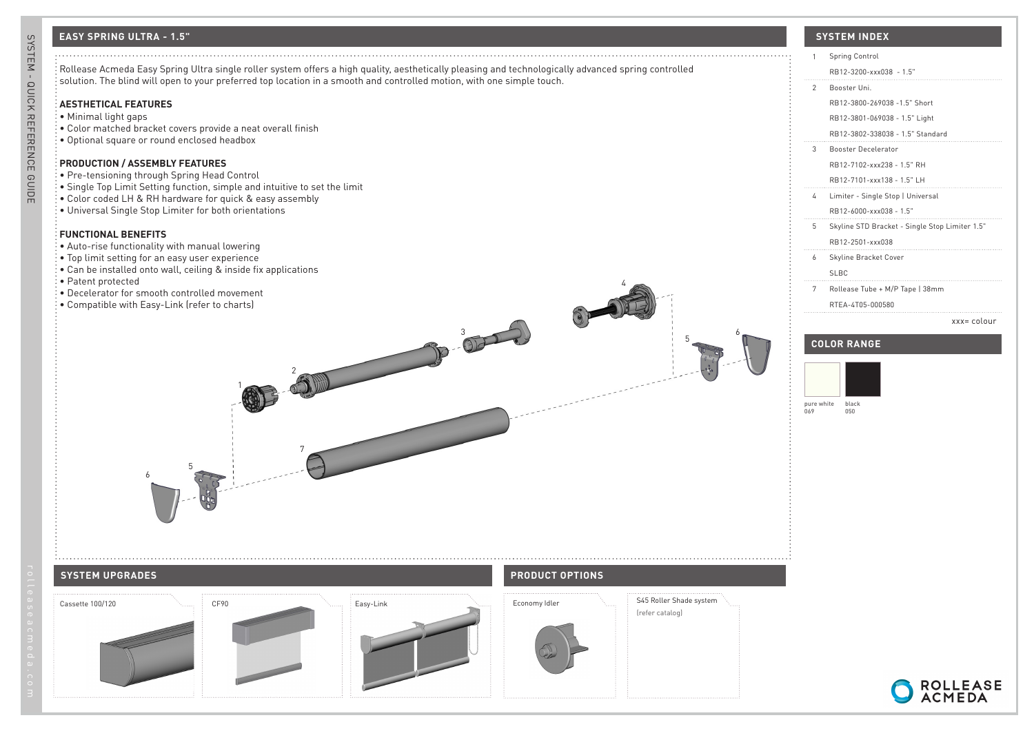## EASY SPRING ULTRA - 1.5"

Rollease Acmeda Easy Spring Ultra single roller system offers a high quality, aesthetically pleasing and technologically advanced spring controlled solution. The blind will open to your preferred top location in a smooth and controlled motion, with one simple touch.

### AESTHETICAL FEATURES

- Minimal light gaps
- Color matched bracket covers provide a neat overall finish
- Optional square or round enclosed headbox

### PRODUCTION / ASSEMBLY FEATURES

- Pre-tensioning through Spring Head Control
- Single Top Limit Setting function, simple and intuitive to set the limit
- Color coded LH & RH hardware for quick & easy assembly
- Universal Single Stop Limiter for both orientations

### FUNCTIONAL BENEFITS

- Auto-rise functionality with manual lowering
- Top limit setting for an easy user experience
- Can be installed onto wall, ceiling & inside fix applications
- Patent protected
- Decelerator for smooth controlled movement
- Compatible with Easy-Link (refer to charts)

## SYSTEM INDEX

1. Spring Control
   RB12-3200-xxx038 - 1.5"
2. Booster Uni.
   RB12-3800-269038 -1.5" Short
   RB12-3801-069038 - 1.5" Light
   RB12-3802-338038 - 1.5" Standard
3. Booster Decelerator
   RB12-7102-xxx238 - 1.5" RH
   RB12-7101-xxx138 - 1.5" LH
4. Limiter - Single Stop | Universal
   RB12-6000-xxx038 - 1.5"
5. Skyline STD Bracket - Single Stop Limiter 1.5"
   RB12-2501-xxx038
6. Skyline Bracket Cover
   SLBC
7. Rollease Tube + M/P Tape | 38mm
   RTEA-4T05-000580

xxx= colour

## COLOR RANGE

- pure white 069
- black 050

## SYSTEM UPGRADES

- Cassette 100/120
- CF90
- Easy-Link

## PRODUCT OPTIONS

- Economy Idler
- S45 Roller Shade system (refer catalog)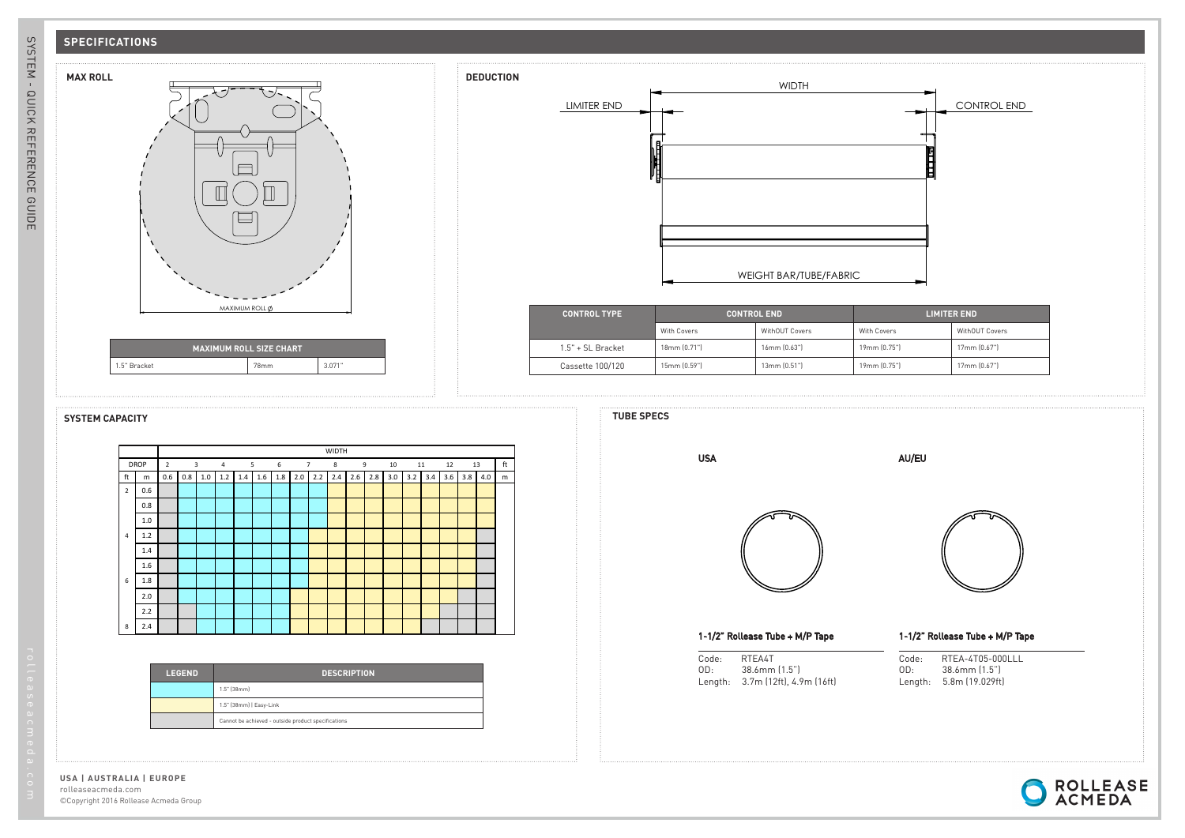## SPECIFICATIONS

### MAX ROLL

MAXIMUM ROLL ∅

| MAXIMUM ROLL SIZE CHART | | |
|---|---|---|
| 1.5" Bracket | 78mm | 3.071" |

### DEDUCTION

WIDTH

LIMITER END

CONTROL END

WEIGHT BAR/TUBE/FABRIC

| CONTROL TYPE | CONTROL END | | LIMITER END | |
|---|---|---|---|---|
| | With Covers | WithOUT Covers | With Covers | WithOUT Covers |
| 1.5" + SL Bracket | 18mm (0.71") | 16mm (0.63") | 19mm (0.75") | 17mm (0.67") |
| Cassette 100/120 | 15mm (0.59") | 13mm (0.51") | 19mm (0.75") | 17mm (0.67") |

### SYSTEM CAPACITY

WIDTH

DROP

ft: 2, 3, 4, 5, 6, 7, 8, 9, 10, 11, 12, 13, ft

m: 0.6, 0.8, 1.0, 1.2, 1.4, 1.6, 1.8, 2.0, 2.2, 2.4, 2.6, 2.8, 3.0, 3.2, 3.4, 3.6, 3.8, 4.0, m

ft: 2, 4, 6, 8

m: 0.6, 0.8, 1.0, 1.2, 1.4, 1.6, 1.8, 2.0, 2.2, 2.4

| LEGEND | DESCRIPTION |
|---|---|
| (blue) | 1.5" (38mm) |
| (yellow) | 1.5" (38mm) \| Easy-Link |
| (grey) | Cannot be achieved - outside product specifications |

### TUBE SPECS

**USA**

**1-1/2" Rollease Tube + M/P Tape**

Code: RTEA4T
OD: 38.6mm (1.5")
Length: 3.7m (12ft), 4.9m (16ft)

**AU/EU**

**1-1/2" Rollease Tube + M/P Tape**

Code: RTEA-4T05-000LLL
OD: 38.6mm (1.5")
Length: 5.8m (19.029ft)